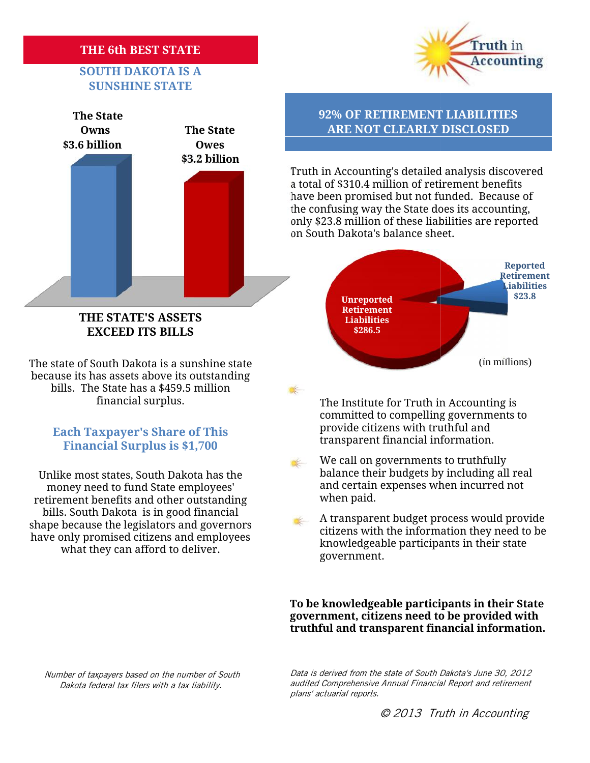# THE 6th BEST STATE

## SOUTH DAKOTA IS A SUNSHINE STATE

**The State Owns $3.6 billion**

**The State Owes $3.2 billion**

**THE STATE'S ASSETS EXCEED ITS BILLS**

The state of South Dakota is a sunshine state because its has assets above its outstanding bills. The State has a $459.5 million financial surplus.

### Each Taxpayer's Share of This Financial Surplus is $1,700

Unlike most states, South Dakota has the money need to fund State employees' retirement benefits and other outstanding bills. South Dakota is in good financial shape because the legislators and governors have only promised citizens and employees what they can afford to deliver.

*Number of taxpayers based on the number of South Dakota federal tax filers with a tax liability.*

Truth in Accounting

## 92% OF RETIREMENT LIABILITIES ARE NOT CLEARLY DISCLOSED

Truth in Accounting's detailed analysis discovered a total of $310.4 million of retirement benefits have been promised but not funded. Because of the confusing way the State does its accounting, only $23.8 million of these liabilities are reported on South Dakota's balance sheet.

Unreported Retirement Liabilities $286.5

Reported Retirement Liabilities $23.8

(in millions)

- The Institute for Truth in Accounting is committed to compelling governments to provide citizens with truthful and transparent financial information.
- We call on governments to truthfully balance their budgets by including all real and certain expenses when incurred not when paid.
- A transparent budget process would provide citizens with the information they need to be knowledgeable participants in their state government.

**To be knowledgeable participants in their State government, citizens need to be provided with truthful and transparent financial information.**

*Data is derived from the state of South Dakota's June 30, 2012 audited Comprehensive Annual Financial Report and retirement plans' actuarial reports.*

*© 2013 Truth in Accounting*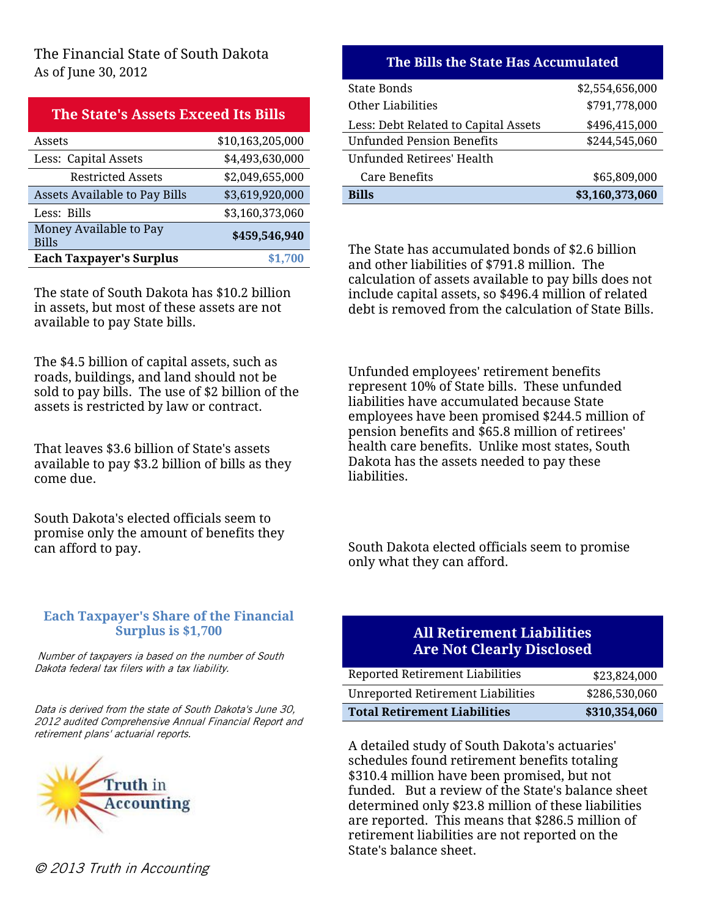The Financial State of South Dakota
As of June 30, 2012

## The State's Assets Exceed Its Bills

| | |
|---|---|
| Assets | $10,163,205,000 |
| Less: Capital Assets | $4,493,630,000 |
| Restricted Assets | $2,049,655,000 |
| Assets Available to Pay Bills | $3,619,920,000 |
| Less: Bills | $3,160,373,060 |
| Money Available to Pay Bills | **$459,546,940** |
| **Each Taxpayer's Surplus** | **$1,700** |

The state of South Dakota has $10.2 billion in assets, but most of these assets are not available to pay State bills.

The $4.5 billion of capital assets, such as roads, buildings, and land should not be sold to pay bills. The use of $2 billion of the assets is restricted by law or contract.

That leaves $3.6 billion of State's assets available to pay $3.2 billion of bills as they come due.

South Dakota's elected officials seem to promise only the amount of benefits they can afford to pay.

### Each Taxpayer's Share of the Financial Surplus is $1,700

*Number of taxpayers ia based on the number of South Dakota federal tax filers with a tax liability.*

*Data is derived from the state of South Dakota's June 30, 2012 audited Comprehensive Annual Financial Report and retirement plans' actuarial reports.*

Truth in Accounting

*© 2013 Truth in Accounting*

## The Bills the State Has Accumulated

| | |
|---|---|
| State Bonds | $2,554,656,000 |
| Other Liabilities | $791,778,000 |
| Less: Debt Related to Capital Assets | $496,415,000 |
| Unfunded Pension Benefits | $244,545,060 |
| Unfunded Retirees' Health Care Benefits | $65,809,000 |
| **Bills** | **$3,160,373,060** |

The State has accumulated bonds of $2.6 billion and other liabilities of $791.8 million. The calculation of assets available to pay bills does not include capital assets, so $496.4 million of related debt is removed from the calculation of State Bills.

Unfunded employees' retirement benefits represent 10% of State bills. These unfunded liabilities have accumulated because State employees have been promised $244.5 million of pension benefits and $65.8 million of retirees' health care benefits. Unlike most states, South Dakota has the assets needed to pay these liabilities.

South Dakota elected officials seem to promise only what they can afford.

## All Retirement Liabilities Are Not Clearly Disclosed

| | |
|---|---|
| Reported Retirement Liabilities | $23,824,000 |
| Unreported Retirement Liabilities | $286,530,060 |
| **Total Retirement Liabilities** | **$310,354,060** |

A detailed study of South Dakota's actuaries' schedules found retirement benefits totaling $310.4 million have been promised, but not funded. But a review of the State's balance sheet determined only $23.8 million of these liabilities are reported. This means that $286.5 million of retirement liabilities are not reported on the State's balance sheet.